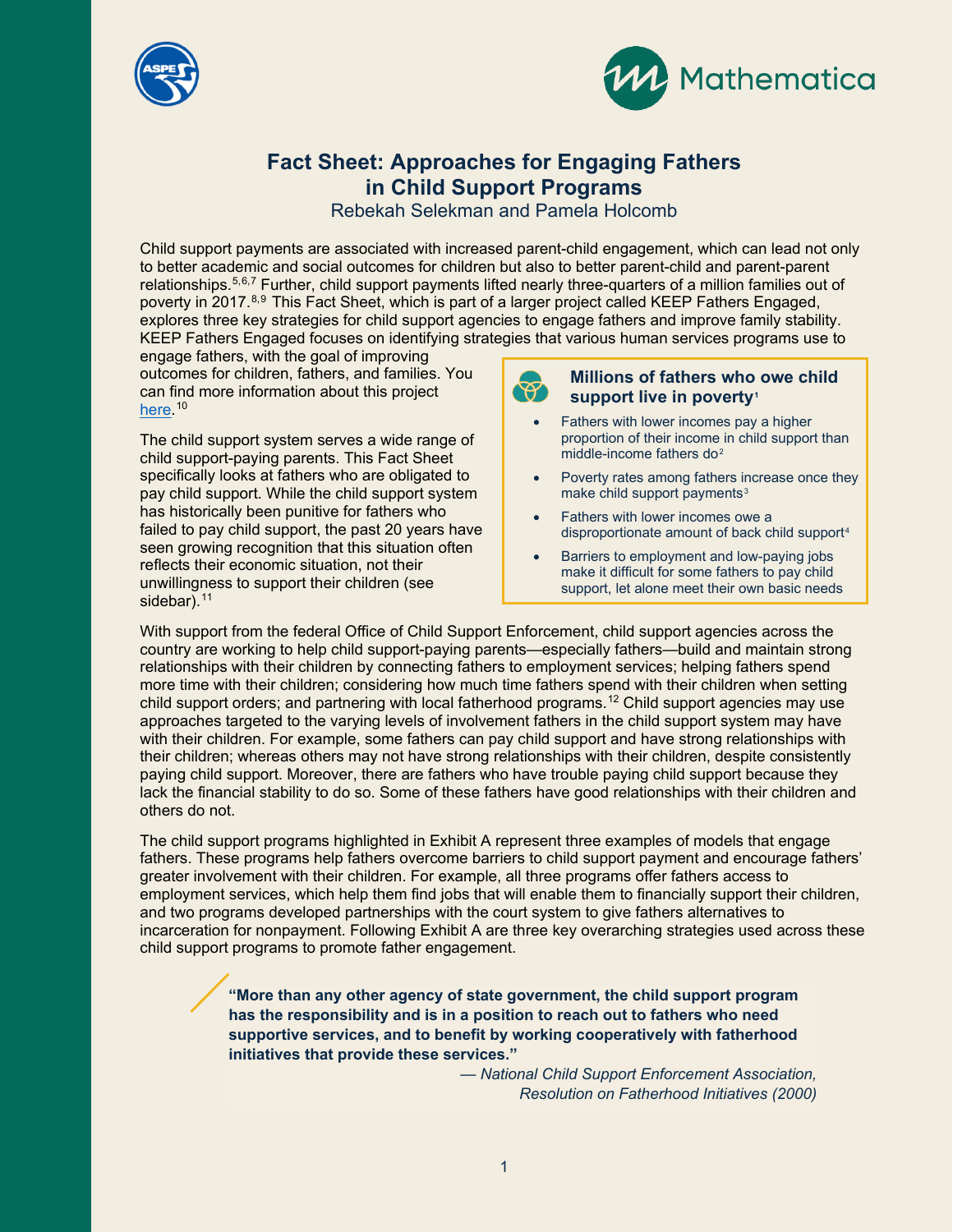# Fact Sheet: Approaches for Engaging Fathers in Child Support Programs

Rebekah Selekman and Pamela Holcomb

Child support payments are associated with increased parent-child engagement, which can lead not only to better academic and social outcomes for children but also to better parent-child and parent-parent relationships.[5,6,7] Further, child support payments lifted nearly three-quarters of a million families out of poverty in 2017.[8,9] This Fact Sheet, which is part of a larger project called KEEP Fathers Engaged, explores three key strategies for child support agencies to engage fathers and improve family stability. KEEP Fathers Engaged focuses on identifying strategies that various human services programs use to engage fathers, with the goal of improving outcomes for children, fathers, and families. You can find more information about this project here.[10]

The child support system serves a wide range of child support-paying parents. This Fact Sheet specifically looks at fathers who are obligated to pay child support. While the child support system has historically been punitive for fathers who failed to pay child support, the past 20 years have seen growing recognition that this situation often reflects their economic situation, not their unwillingness to support their children (see sidebar).[11]

> **Millions of fathers who owe child support live in poverty**[1]
>
> - Fathers with lower incomes pay a higher proportion of their income in child support than middle-income fathers do[2]
> - Poverty rates among fathers increase once they make child support payments[3]
> - Fathers with lower incomes owe a disproportionate amount of back child support[4]
> - Barriers to employment and low-paying jobs make it difficult for some fathers to pay child support, let alone meet their own basic needs

With support from the federal Office of Child Support Enforcement, child support agencies across the country are working to help child support-paying parents—especially fathers—build and maintain strong relationships with their children by connecting fathers to employment services; helping fathers spend more time with their children; considering how much time fathers spend with their children when setting child support orders; and partnering with local fatherhood programs.[12] Child support agencies may use approaches targeted to the varying levels of involvement fathers in the child support system may have with their children. For example, some fathers can pay child support and have strong relationships with their children; whereas others may not have strong relationships with their children, despite consistently paying child support. Moreover, there are fathers who have trouble paying child support because they lack the financial stability to do so. Some of these fathers have good relationships with their children and others do not.

The child support programs highlighted in Exhibit A represent three examples of models that engage fathers. These programs help fathers overcome barriers to child support payment and encourage fathers' greater involvement with their children. For example, all three programs offer fathers access to employment services, which help them find jobs that will enable them to financially support their children, and two programs developed partnerships with the court system to give fathers alternatives to incarceration for nonpayment. Following Exhibit A are three key overarching strategies used across these child support programs to promote father engagement.

> **"More than any other agency of state government, the child support program has the responsibility and is in a position to reach out to fathers who need supportive services, and to benefit by working cooperatively with fatherhood initiatives that provide these services."**
>
> *— National Child Support Enforcement Association, Resolution on Fatherhood Initiatives (2000)*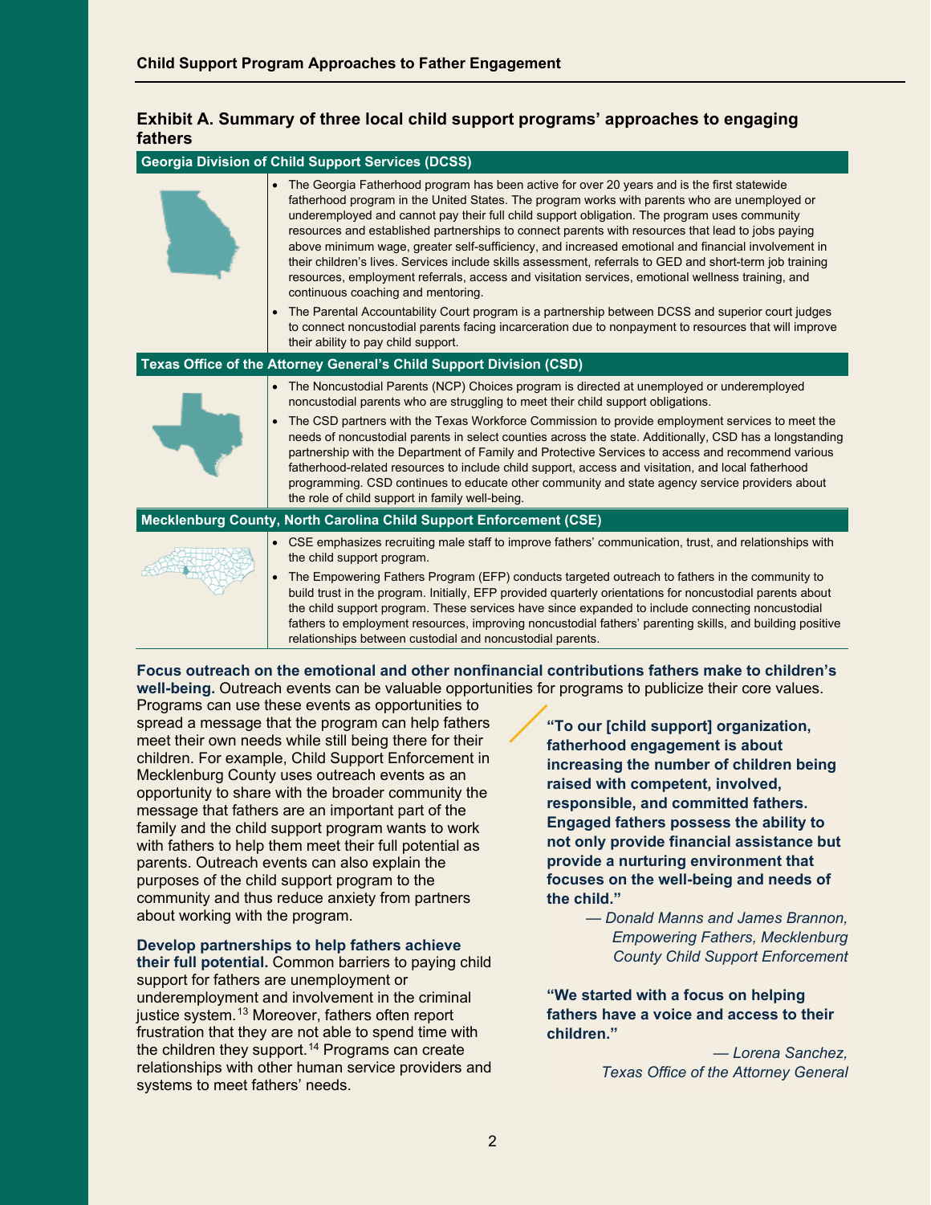## Exhibit A. Summary of three local child support programs' approaches to engaging fathers

### Georgia Division of Child Support Services (DCSS)

- The Georgia Fatherhood program has been active for over 20 years and is the first statewide fatherhood program in the United States. The program works with parents who are unemployed or underemployed and cannot pay their full child support obligation. The program uses community resources and established partnerships to connect parents with resources that lead to jobs paying above minimum wage, greater self-sufficiency, and increased emotional and financial involvement in their children's lives. Services include skills assessment, referrals to GED and short-term job training resources, employment referrals, access and visitation services, emotional wellness training, and continuous coaching and mentoring.
- The Parental Accountability Court program is a partnership between DCSS and superior court judges to connect noncustodial parents facing incarceration due to nonpayment to resources that will improve their ability to pay child support.

### Texas Office of the Attorney General's Child Support Division (CSD)

- The Noncustodial Parents (NCP) Choices program is directed at unemployed or underemployed noncustodial parents who are struggling to meet their child support obligations.
- The CSD partners with the Texas Workforce Commission to provide employment services to meet the needs of noncustodial parents in select counties across the state. Additionally, CSD has a longstanding partnership with the Department of Family and Protective Services to access and recommend various fatherhood-related resources to include child support, access and visitation, and local fatherhood programming. CSD continues to educate other community and state agency service providers about the role of child support in family well-being.

### Mecklenburg County, North Carolina Child Support Enforcement (CSE)

- CSE emphasizes recruiting male staff to improve fathers' communication, trust, and relationships with the child support program.
- The Empowering Fathers Program (EFP) conducts targeted outreach to fathers in the community to build trust in the program. Initially, EFP provided quarterly orientations for noncustodial parents about the child support program. These services have since expanded to include connecting noncustodial fathers to employment resources, improving noncustodial fathers' parenting skills, and building positive relationships between custodial and noncustodial parents.

**Focus outreach on the emotional and other nonfinancial contributions fathers make to children's well-being.** Outreach events can be valuable opportunities for programs to publicize their core values. Programs can use these events as opportunities to spread a message that the program can help fathers meet their own needs while still being there for their children. For example, Child Support Enforcement in Mecklenburg County uses outreach events as an opportunity to share with the broader community the message that fathers are an important part of the family and the child support program wants to work with fathers to help them meet their full potential as parents. Outreach events can also explain the purposes of the child support program to the community and thus reduce anxiety from partners about working with the program.

**Develop partnerships to help fathers achieve their full potential.** Common barriers to paying child support for fathers are unemployment or underemployment and involvement in the criminal justice system.[13] Moreover, fathers often report frustration that they are not able to spend time with the children they support.[14] Programs can create relationships with other human service providers and systems to meet fathers' needs.

> **"To our [child support] organization, fatherhood engagement is about increasing the number of children being raised with competent, involved, responsible, and committed fathers. Engaged fathers possess the ability to not only provide financial assistance but provide a nurturing environment that focuses on the well-being and needs of the child."**
>
> *— Donald Manns and James Brannon, Empowering Fathers, Mecklenburg County Child Support Enforcement*

> **"We started with a focus on helping fathers have a voice and access to their children."**
>
> *— Lorena Sanchez, Texas Office of the Attorney General*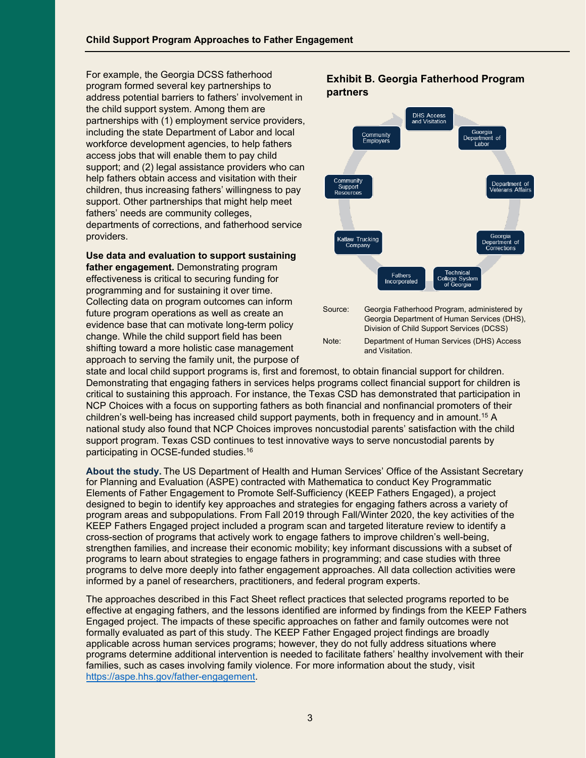For example, the Georgia DCSS fatherhood program formed several key partnerships to address potential barriers to fathers' involvement in the child support system. Among them are partnerships with (1) employment service providers, including the state Department of Labor and local workforce development agencies, to help fathers access jobs that will enable them to pay child support; and (2) legal assistance providers who can help fathers obtain access and visitation with their children, thus increasing fathers' willingness to pay support. Other partnerships that might help meet fathers' needs are community colleges, departments of corrections, and fatherhood service providers.

### Exhibit B. Georgia Fatherhood Program partners

DHS Access and Visitation

Georgia Department of Labor

Department of Veterans Affairs

Georgia Department of Corrections

Technical College System of Georgia

Fathers Incorporated

Katlaw Trucking Company

Community Support Resources

Community Employers

Source: Georgia Fatherhood Program, administered by Georgia Department of Human Services (DHS), Division of Child Support Services (DCSS)

Note: Department of Human Services (DHS) Access and Visitation.

**Use data and evaluation to support sustaining father engagement.** Demonstrating program effectiveness is critical to securing funding for programming and for sustaining it over time. Collecting data on program outcomes can inform future program operations as well as create an evidence base that can motivate long-term policy change. While the child support field has been shifting toward a more holistic case management approach to serving the family unit, the purpose of state and local child support programs is, first and foremost, to obtain financial support for children. Demonstrating that engaging fathers in services helps programs collect financial support for children is critical to sustaining this approach. For instance, the Texas CSD has demonstrated that participation in NCP Choices with a focus on supporting fathers as both financial and nonfinancial promoters of their children's well-being has increased child support payments, both in frequency and in amount.[15] A national study also found that NCP Choices improves noncustodial parents' satisfaction with the child support program. Texas CSD continues to test innovative ways to serve noncustodial parents by participating in OCSE-funded studies.[16]

**About the study.** The US Department of Health and Human Services' Office of the Assistant Secretary for Planning and Evaluation (ASPE) contracted with Mathematica to conduct Key Programmatic Elements of Father Engagement to Promote Self-Sufficiency (KEEP Fathers Engaged), a project designed to begin to identify key approaches and strategies for engaging fathers across a variety of program areas and subpopulations. From Fall 2019 through Fall/Winter 2020, the key activities of the KEEP Fathers Engaged project included a program scan and targeted literature review to identify a cross-section of programs that actively work to engage fathers to improve children's well-being, strengthen families, and increase their economic mobility; key informant discussions with a subset of programs to learn about strategies to engage fathers in programming; and case studies with three programs to delve more deeply into father engagement approaches. All data collection activities were informed by a panel of researchers, practitioners, and federal program experts.

The approaches described in this Fact Sheet reflect practices that selected programs reported to be effective at engaging fathers, and the lessons identified are informed by findings from the KEEP Fathers Engaged project. The impacts of these specific approaches on father and family outcomes were not formally evaluated as part of this study. The KEEP Father Engaged project findings are broadly applicable across human services programs; however, they do not fully address situations where programs determine additional intervention is needed to facilitate fathers' healthy involvement with their families, such as cases involving family violence. For more information about the study, visit https://aspe.hhs.gov/father-engagement.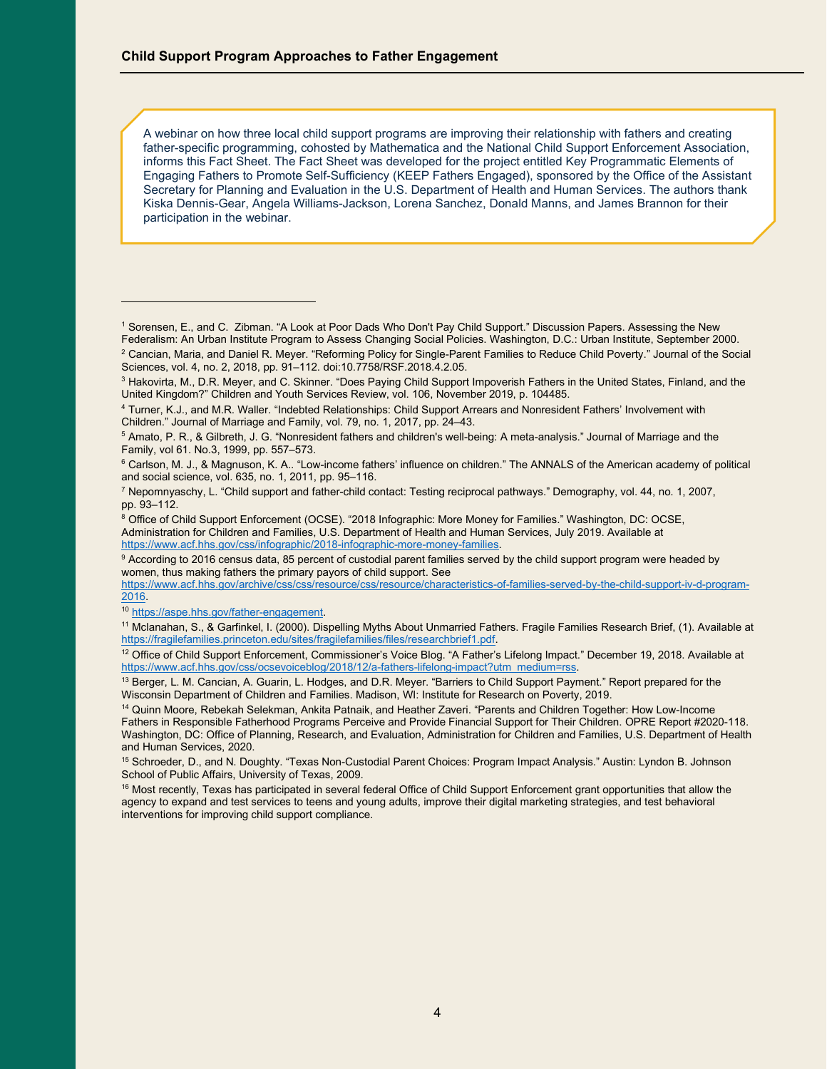A webinar on how three local child support programs are improving their relationship with fathers and creating father-specific programming, cohosted by Mathematica and the National Child Support Enforcement Association, informs this Fact Sheet. The Fact Sheet was developed for the project entitled Key Programmatic Elements of Engaging Fathers to Promote Self-Sufficiency (KEEP Fathers Engaged), sponsored by the Office of the Assistant Secretary for Planning and Evaluation in the U.S. Department of Health and Human Services. The authors thank Kiska Dennis-Gear, Angela Williams-Jackson, Lorena Sanchez, Donald Manns, and James Brannon for their participation in the webinar.

---

[1] Sorensen, E., and C. Zibman. "A Look at Poor Dads Who Don't Pay Child Support." Discussion Papers. Assessing the New Federalism: An Urban Institute Program to Assess Changing Social Policies. Washington, D.C.: Urban Institute, September 2000.

[2] Cancian, Maria, and Daniel R. Meyer. "Reforming Policy for Single-Parent Families to Reduce Child Poverty." Journal of the Social Sciences, vol. 4, no. 2, 2018, pp. 91–112. doi:10.7758/RSF.2018.4.2.05.

[3] Hakovirta, M., D.R. Meyer, and C. Skinner. "Does Paying Child Support Impoverish Fathers in the United States, Finland, and the United Kingdom?" Children and Youth Services Review, vol. 106, November 2019, p. 104485.

[4] Turner, K.J., and M.R. Waller. "Indebted Relationships: Child Support Arrears and Nonresident Fathers' Involvement with Children." Journal of Marriage and Family, vol. 79, no. 1, 2017, pp. 24–43.

[5] Amato, P. R., & Gilbreth, J. G. "Nonresident fathers and children's well-being: A meta-analysis." Journal of Marriage and the Family, vol 61. No.3, 1999, pp. 557–573.

[6] Carlson, M. J., & Magnuson, K. A.. "Low-income fathers' influence on children." The ANNALS of the American academy of political and social science, vol. 635, no. 1, 2011, pp. 95–116.

[7] Nepomnyaschy, L. "Child support and father-child contact: Testing reciprocal pathways." Demography, vol. 44, no. 1, 2007, pp. 93–112.

[8] Office of Child Support Enforcement (OCSE). "2018 Infographic: More Money for Families." Washington, DC: OCSE, Administration for Children and Families, U.S. Department of Health and Human Services, July 2019. Available at https://www.acf.hhs.gov/css/infographic/2018-infographic-more-money-families.

[9] According to 2016 census data, 85 percent of custodial parent families served by the child support program were headed by women, thus making fathers the primary payors of child support. See https://www.acf.hhs.gov/archive/css/css/resource/css/resource/characteristics-of-families-served-by-the-child-support-iv-d-program-2016.

[10] https://aspe.hhs.gov/father-engagement.

[11] Mclanahan, S., & Garfinkel, I. (2000). Dispelling Myths About Unmarried Fathers. Fragile Families Research Brief, (1). Available at https://fragilefamilies.princeton.edu/sites/fragilefamilies/files/researchbrief1.pdf.

[12] Office of Child Support Enforcement, Commissioner's Voice Blog. "A Father's Lifelong Impact." December 19, 2018. Available at https://www.acf.hhs.gov/css/ocsevoiceblog/2018/12/a-fathers-lifelong-impact?utm_medium=rss.

[13] Berger, L. M. Cancian, A. Guarin, L. Hodges, and D.R. Meyer. "Barriers to Child Support Payment." Report prepared for the Wisconsin Department of Children and Families. Madison, WI: Institute for Research on Poverty, 2019.

[14] Quinn Moore, Rebekah Selekman, Ankita Patnaik, and Heather Zaveri. "Parents and Children Together: How Low-Income Fathers in Responsible Fatherhood Programs Perceive and Provide Financial Support for Their Children. OPRE Report #2020-118. Washington, DC: Office of Planning, Research, and Evaluation, Administration for Children and Families, U.S. Department of Health and Human Services, 2020.

[15] Schroeder, D., and N. Doughty. "Texas Non-Custodial Parent Choices: Program Impact Analysis." Austin: Lyndon B. Johnson School of Public Affairs, University of Texas, 2009.

[16] Most recently, Texas has participated in several federal Office of Child Support Enforcement grant opportunities that allow the agency to expand and test services to teens and young adults, improve their digital marketing strategies, and test behavioral interventions for improving child support compliance.